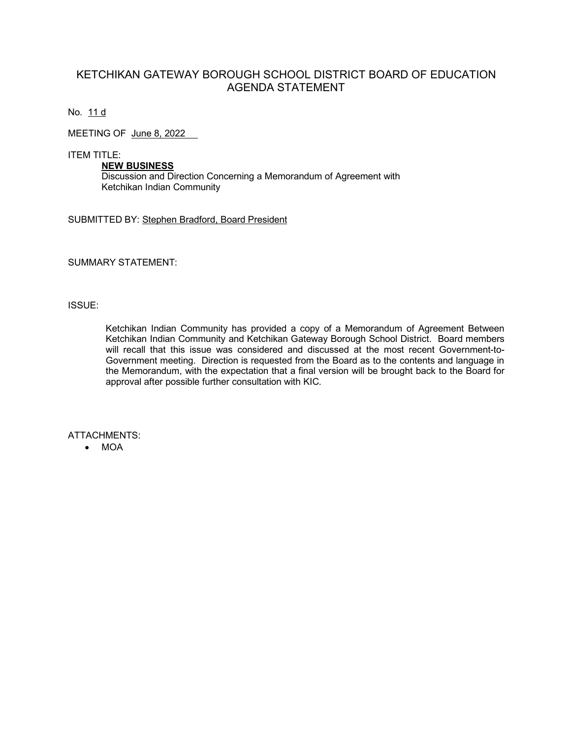# KETCHIKAN GATEWAY BOROUGH SCHOOL DISTRICT BOARD OF EDUCATION AGENDA STATEMENT

No. 11 d

MEETING OF June 8, 2022

ITEM TITLE:

**NEW BUSINESS**

Discussion and Direction Concerning a Memorandum of Agreement with Ketchikan Indian Community

SUBMITTED BY: Stephen Bradford, Board President

SUMMARY STATEMENT:

ISSUE:

Ketchikan Indian Community has provided a copy of a Memorandum of Agreement Between Ketchikan Indian Community and Ketchikan Gateway Borough School District. Board members will recall that this issue was considered and discussed at the most recent Government-to-Government meeting. Direction is requested from the Board as to the contents and language in the Memorandum, with the expectation that a final version will be brought back to the Board for approval after possible further consultation with KIC.

ATTACHMENTS:

- MOA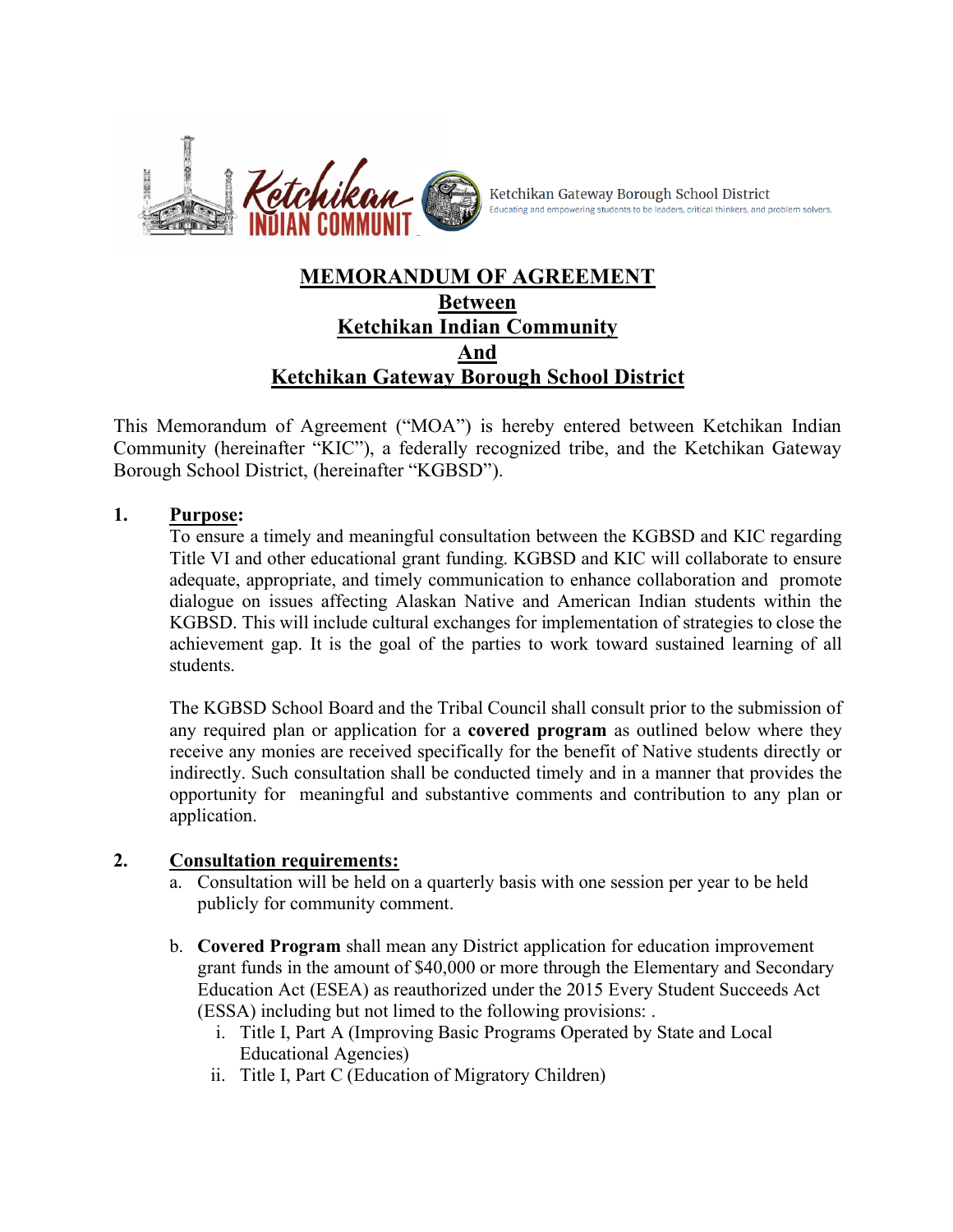Ketchikan INDIAN COMMUNIT Ketchikan Gateway Borough School District
Educating and empowering students to be leaders, critical thinkers, and problem solvers.

# MEMORANDUM OF AGREEMENT
# Between
# Ketchikan Indian Community
# And
# Ketchikan Gateway Borough School District

This Memorandum of Agreement ("MOA") is hereby entered between Ketchikan Indian Community (hereinafter "KIC"), a federally recognized tribe, and the Ketchikan Gateway Borough School District, (hereinafter "KGBSD").

**1. Purpose:**

To ensure a timely and meaningful consultation between the KGBSD and KIC regarding Title VI and other educational grant funding. KGBSD and KIC will collaborate to ensure adequate, appropriate, and timely communication to enhance collaboration and promote dialogue on issues affecting Alaskan Native and American Indian students within the KGBSD. This will include cultural exchanges for implementation of strategies to close the achievement gap. It is the goal of the parties to work toward sustained learning of all students.

The KGBSD School Board and the Tribal Council shall consult prior to the submission of any required plan or application for a **covered program** as outlined below where they receive any monies are received specifically for the benefit of Native students directly or indirectly. Such consultation shall be conducted timely and in a manner that provides the opportunity for meaningful and substantive comments and contribution to any plan or application.

**2. Consultation requirements:**

a. Consultation will be held on a quarterly basis with one session per year to be held publicly for community comment.

b. **Covered Program** shall mean any District application for education improvement grant funds in the amount of $40,000 or more through the Elementary and Secondary Education Act (ESEA) as reauthorized under the 2015 Every Student Succeeds Act (ESSA) including but not limed to the following provisions: .

   i. Title I, Part A (Improving Basic Programs Operated by State and Local Educational Agencies)
   
   ii. Title I, Part C (Education of Migratory Children)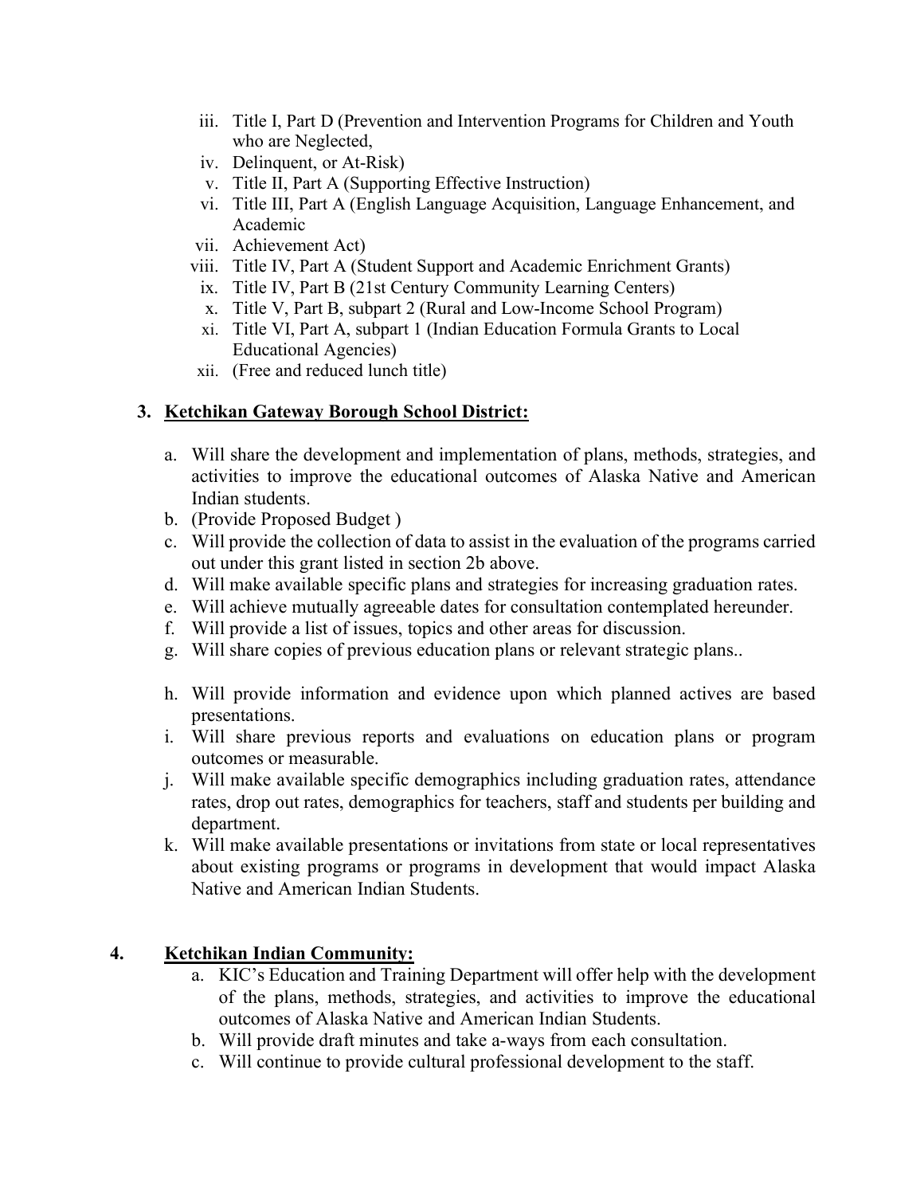iii. Title I, Part D (Prevention and Intervention Programs for Children and Youth who are Neglected,
iv. Delinquent, or At-Risk)
v. Title II, Part A (Supporting Effective Instruction)
vi. Title III, Part A (English Language Acquisition, Language Enhancement, and Academic
vii. Achievement Act)
viii. Title IV, Part A (Student Support and Academic Enrichment Grants)
ix. Title IV, Part B (21st Century Community Learning Centers)
x. Title V, Part B, subpart 2 (Rural and Low-Income School Program)
xi. Title VI, Part A, subpart 1 (Indian Education Formula Grants to Local Educational Agencies)
xii. (Free and reduced lunch title)

**3. <u>Ketchikan Gateway Borough School District:</u>**

a. Will share the development and implementation of plans, methods, strategies, and activities to improve the educational outcomes of Alaska Native and American Indian students.
b. (Provide Proposed Budget )
c. Will provide the collection of data to assist in the evaluation of the programs carried out under this grant listed in section 2b above.
d. Will make available specific plans and strategies for increasing graduation rates.
e. Will achieve mutually agreeable dates for consultation contemplated hereunder.
f. Will provide a list of issues, topics and other areas for discussion.
g. Will share copies of previous education plans or relevant strategic plans..
h. Will provide information and evidence upon which planned actives are based presentations.
i. Will share previous reports and evaluations on education plans or program outcomes or measurable.
j. Will make available specific demographics including graduation rates, attendance rates, drop out rates, demographics for teachers, staff and students per building and department.
k. Will make available presentations or invitations from state or local representatives about existing programs or programs in development that would impact Alaska Native and American Indian Students.

**4. <u>Ketchikan Indian Community:</u>**

a. KIC's Education and Training Department will offer help with the development of the plans, methods, strategies, and activities to improve the educational outcomes of Alaska Native and American Indian Students.
b. Will provide draft minutes and take a-ways from each consultation.
c. Will continue to provide cultural professional development to the staff.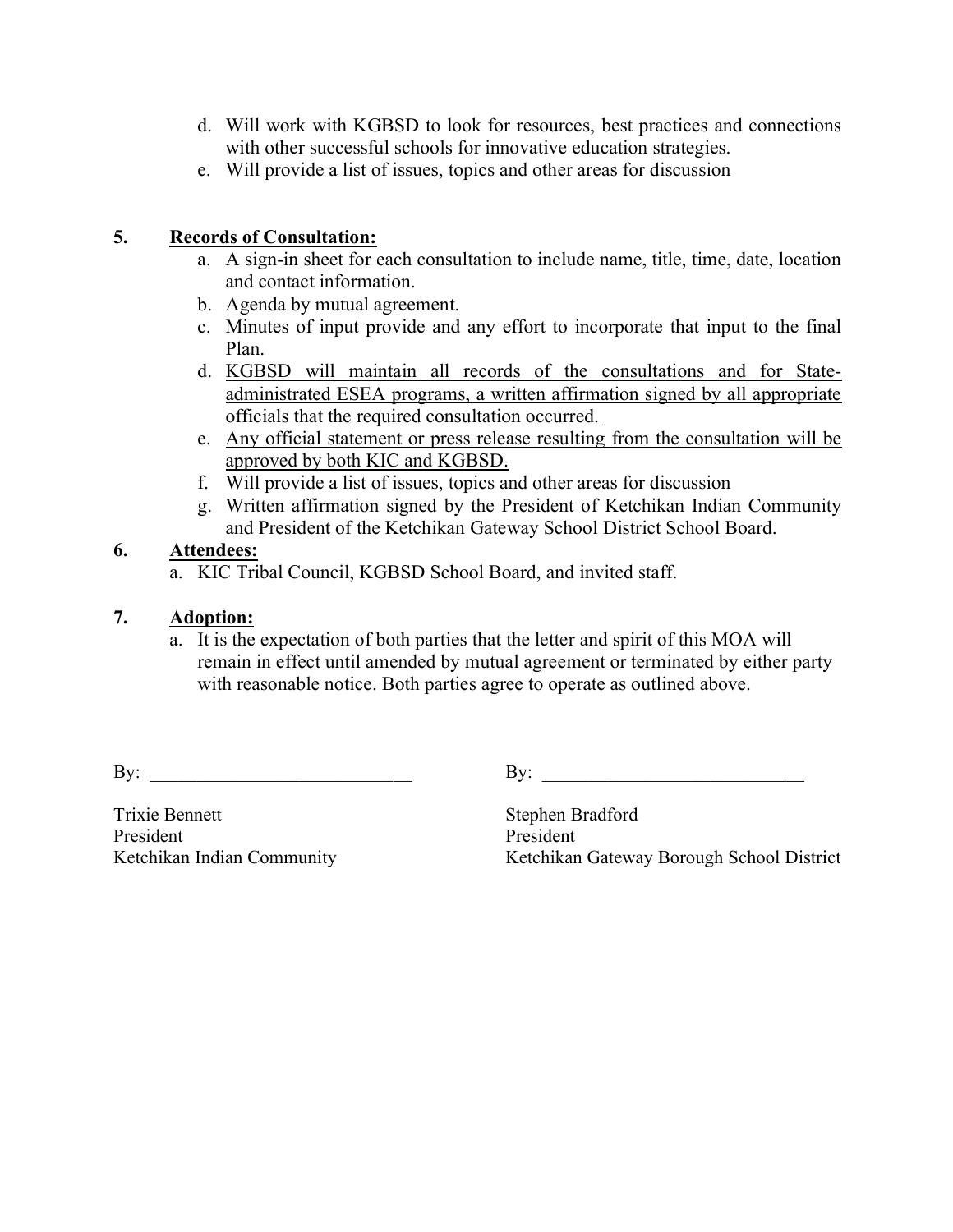d. Will work with KGBSD to look for resources, best practices and connections with other successful schools for innovative education strategies.
e. Will provide a list of issues, topics and other areas for discussion

**5. <u>Records of Consultation:</u>**

a. A sign-in sheet for each consultation to include name, title, time, date, location and contact information.
b. Agenda by mutual agreement.
c. Minutes of input provide and any effort to incorporate that input to the final Plan.
d. <u>KGBSD will maintain all records of the consultations and for State-administrated ESEA programs, a written affirmation signed by all appropriate officials that the required consultation occurred.</u>
e. <u>Any official statement or press release resulting from the consultation will be approved by both KIC and KGBSD.</u>
f. Will provide a list of issues, topics and other areas for discussion
g. Written affirmation signed by the President of Ketchikan Indian Community and President of the Ketchikan Gateway School District School Board.

**6. <u>Attendees:</u>**

a. KIC Tribal Council, KGBSD School Board, and invited staff.

**7. <u>Adoption:</u>**

a. It is the expectation of both parties that the letter and spirit of this MOA will remain in effect until amended by mutual agreement or terminated by either party with reasonable notice. Both parties agree to operate as outlined above.

By: ____________________________

Trixie Bennett
President
Ketchikan Indian Community

By: ____________________________

Stephen Bradford
President
Ketchikan Gateway Borough School District